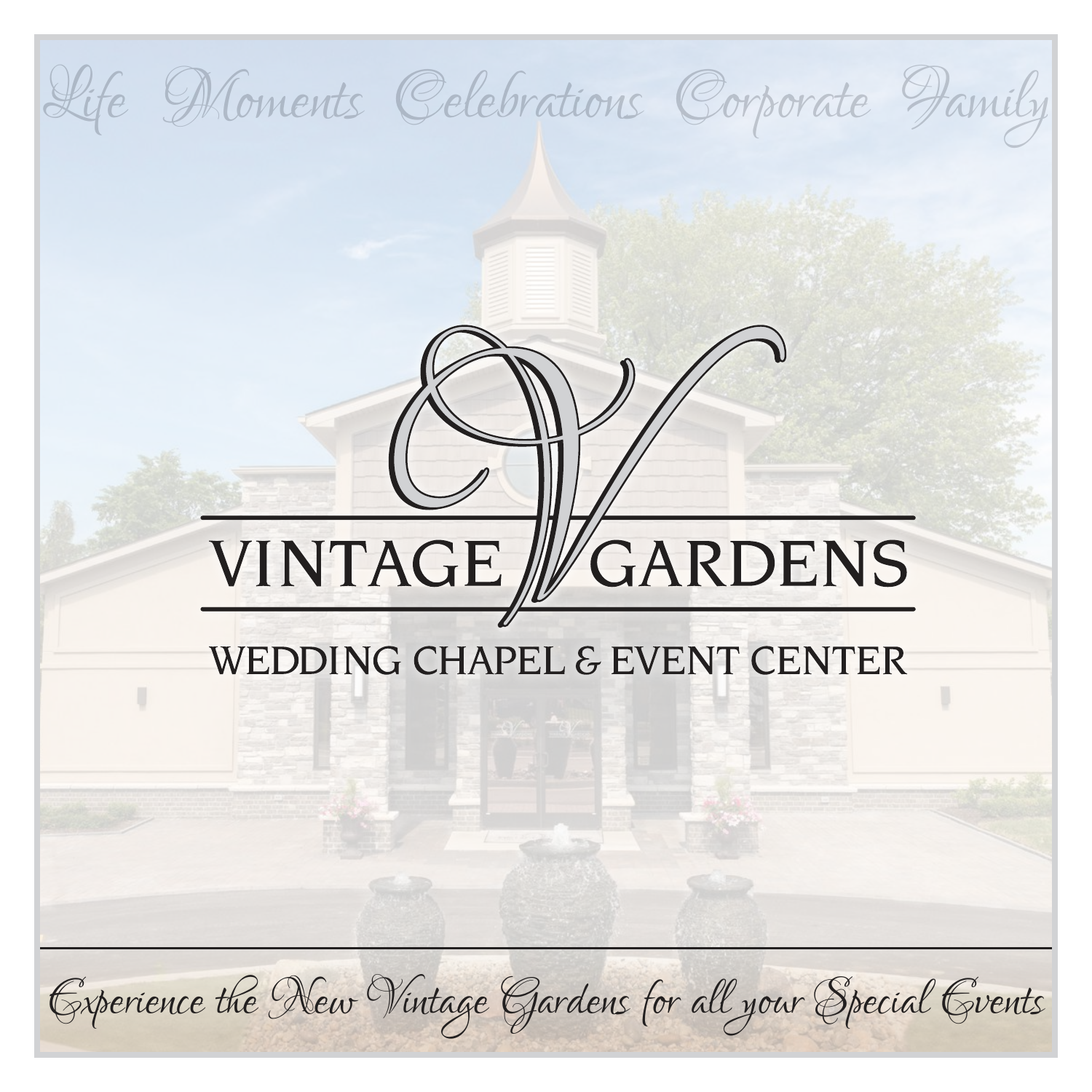*Life Moments Celebrations Corporate Family*

# VINTAGE GARDENS

## WEDDING CHAPEL & EVENT CENTER

*Experience the New Vintage Gardens for all your Special Events*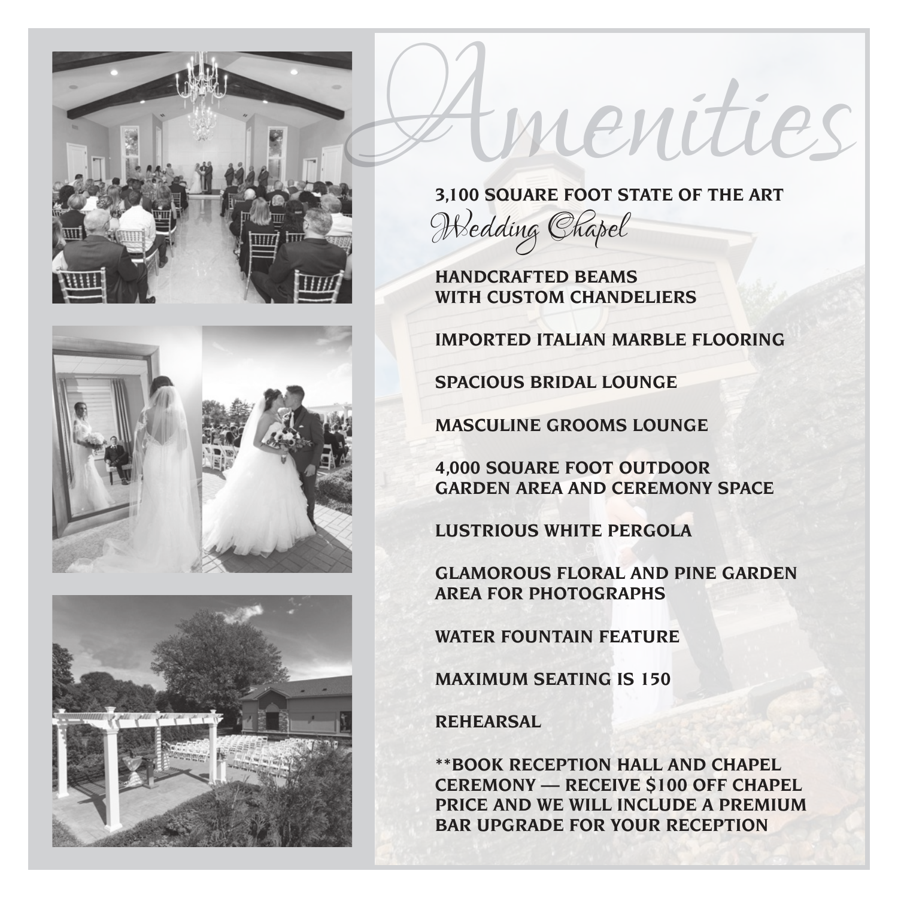# Amenities

**3,100 SQUARE FOOT STATE OF THE ART**
*Wedding Chapel*

**HANDCRAFTED BEAMS WITH CUSTOM CHANDELIERS**

**IMPORTED ITALIAN MARBLE FLOORING**

**SPACIOUS BRIDAL LOUNGE**

**MASCULINE GROOMS LOUNGE**

**4,000 SQUARE FOOT OUTDOOR GARDEN AREA AND CEREMONY SPACE**

**LUSTRIOUS WHITE PERGOLA**

**GLAMOROUS FLORAL AND PINE GARDEN AREA FOR PHOTOGRAPHS**

**WATER FOUNTAIN FEATURE**

**MAXIMUM SEATING IS 150**

**REHEARSAL**

**\*\*BOOK RECEPTION HALL AND CHAPEL CEREMONY — RECEIVE $100 OFF CHAPEL PRICE AND WE WILL INCLUDE A PREMIUM BAR UPGRADE FOR YOUR RECEPTION**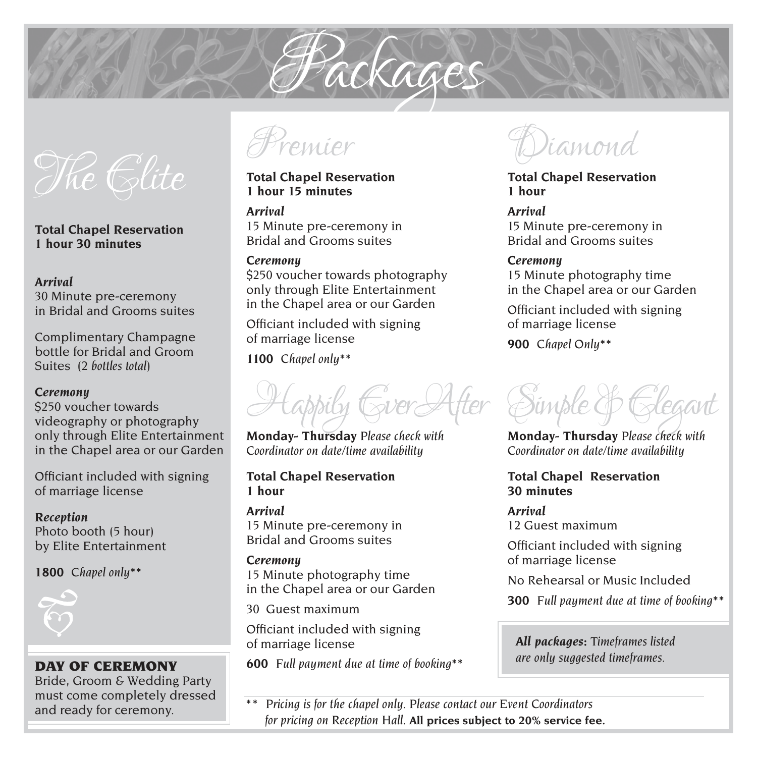# Packages

## The Elite

**Total Chapel Reservation**
**1 hour 30 minutes**

***Arrival***
30 Minute pre-ceremony in Bridal and Grooms suites

Complimentary Champagne bottle for Bridal and Groom Suites (*2 bottles total*)

***Ceremony***
$250 voucher towards videography or photography only through Elite Entertainment in the Chapel area or our Garden

Officiant included with signing of marriage license

***Reception***
Photo booth (5 hour) by Elite Entertainment

**1800** *Chapel only***

**DAY OF CEREMONY**
Bride, Groom & Wedding Party must come completely dressed and ready for ceremony.

## Premier

**Total Chapel Reservation**
**1 hour 15 minutes**

***Arrival***
15 Minute pre-ceremony in Bridal and Grooms suites

***Ceremony***
$250 voucher towards photography only through Elite Entertainment in the Chapel area or our Garden

Officiant included with signing of marriage license

**1100** *Chapel only***

## Diamond

**Total Chapel Reservation**
**1 hour**

***Arrival***
15 Minute pre-ceremony in Bridal and Grooms suites

***Ceremony***
15 Minute photography time in the Chapel area or our Garden

Officiant included with signing of marriage license

**900** *Chapel Only***

## Happily Ever After

**Monday- Thursday** *Please check with Coordinator on date/time availability*

**Total Chapel Reservation**
**1 hour**

***Arrival***
15 Minute pre-ceremony in Bridal and Grooms suites

***Ceremony***
15 Minute photography time in the Chapel area or our Garden

30 Guest maximum

Officiant included with signing of marriage license

**600** *Full payment due at time of booking***

## Simple & Elegant

**Monday- Thursday** *Please check with Coordinator on date/time availability*

**Total Chapel Reservation**
**30 minutes**

***Arrival***
12 Guest maximum

Officiant included with signing of marriage license

No Rehearsal or Music Included

**300** *Full payment due at time of booking***

***All packages:*** *Timeframes listed are only suggested timeframes.*

** *Pricing is for the chapel only. Please contact our Event Coordinators for pricing on Reception Hall.* **All prices subject to 20% service fee.**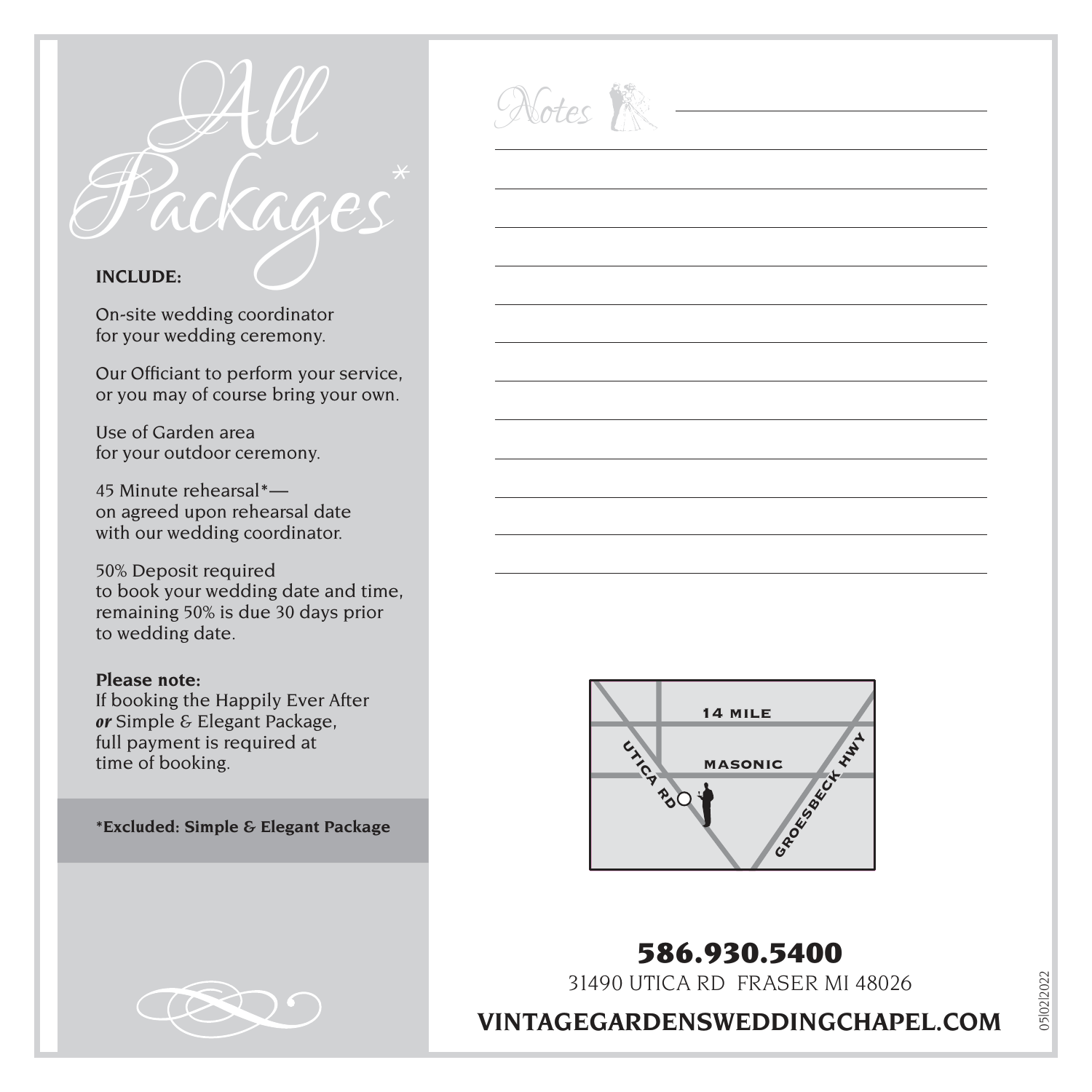# All Packages*

**INCLUDE:**

On-site wedding coordinator
for your wedding ceremony.

Our Officiant to perform your service,
or you may of course bring your own.

Use of Garden area
for your outdoor ceremony.

45 Minute rehearsal*—
on agreed upon rehearsal date
with our wedding coordinator.

50% Deposit required
to book your wedding date and time,
remaining 50% is due 30 days prior
to wedding date.

**Please note:**
If booking the Happily Ever After ***or*** Simple & Elegant Package,
full payment is required at
time of booking.

***Excluded: Simple & Elegant Package**

## Notes

14 MILE

MASONIC

UTICA RD

GROESBECK HWY

# 586.930.5400

31490 UTICA RD FRASER MI 48026

**VINTAGEGARDENSWEDDINGCHAPEL.COM**

05|02|2022